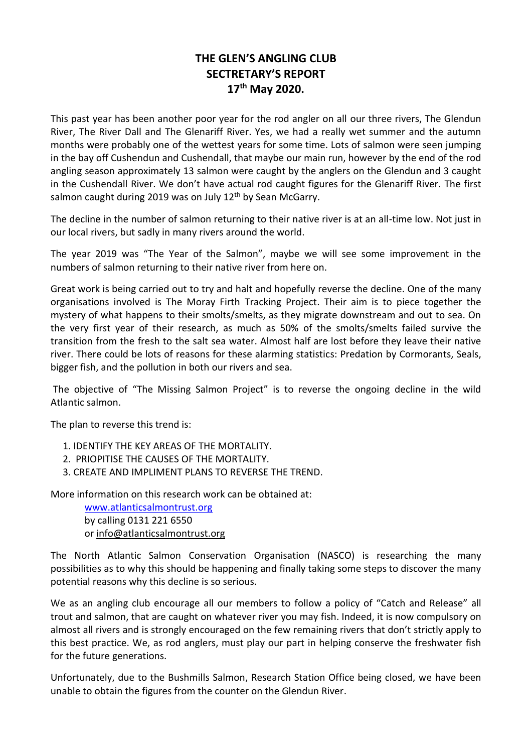**THE GLEN'S ANGLING CLUB**
**SECTRETARY'S REPORT**
**17th May 2020.**

This past year has been another poor year for the rod angler on all our three rivers, The Glendun River, The River Dall and The Glenariff River. Yes, we had a really wet summer and the autumn months were probably one of the wettest years for some time. Lots of salmon were seen jumping in the bay off Cushendun and Cushendall, that maybe our main run, however by the end of the rod angling season approximately 13 salmon were caught by the anglers on the Glendun and 3 caught in the Cushendall River. We don't have actual rod caught figures for the Glenariff River. The first salmon caught during 2019 was on July 12th by Sean McGarry.

The decline in the number of salmon returning to their native river is at an all-time low. Not just in our local rivers, but sadly in many rivers around the world.

The year 2019 was "The Year of the Salmon", maybe we will see some improvement in the numbers of salmon returning to their native river from here on.

Great work is being carried out to try and halt and hopefully reverse the decline. One of the many organisations involved is The Moray Firth Tracking Project. Their aim is to piece together the mystery of what happens to their smolts/smelts, as they migrate downstream and out to sea. On the very first year of their research, as much as 50% of the smolts/smelts failed survive the transition from the fresh to the salt sea water. Almost half are lost before they leave their native river. There could be lots of reasons for these alarming statistics: Predation by Cormorants, Seals, bigger fish, and the pollution in both our rivers and sea.

The objective of "The Missing Salmon Project" is to reverse the ongoing decline in the wild Atlantic salmon.

The plan to reverse this trend is:

1. IDENTIFY THE KEY AREAS OF THE MORTALITY.
2. PRIOPITISE THE CAUSES OF THE MORTALITY.
3. CREATE AND IMPLIMENT PLANS TO REVERSE THE TREND.

More information on this research work can be obtained at:

www.atlanticsalmontrust.org
by calling 0131 221 6550
or info@atlanticsalmontrust.org

The North Atlantic Salmon Conservation Organisation (NASCO) is researching the many possibilities as to why this should be happening and finally taking some steps to discover the many potential reasons why this decline is so serious.

We as an angling club encourage all our members to follow a policy of "Catch and Release" all trout and salmon, that are caught on whatever river you may fish. Indeed, it is now compulsory on almost all rivers and is strongly encouraged on the few remaining rivers that don't strictly apply to this best practice. We, as rod anglers, must play our part in helping conserve the freshwater fish for the future generations.

Unfortunately, due to the Bushmills Salmon, Research Station Office being closed, we have been unable to obtain the figures from the counter on the Glendun River.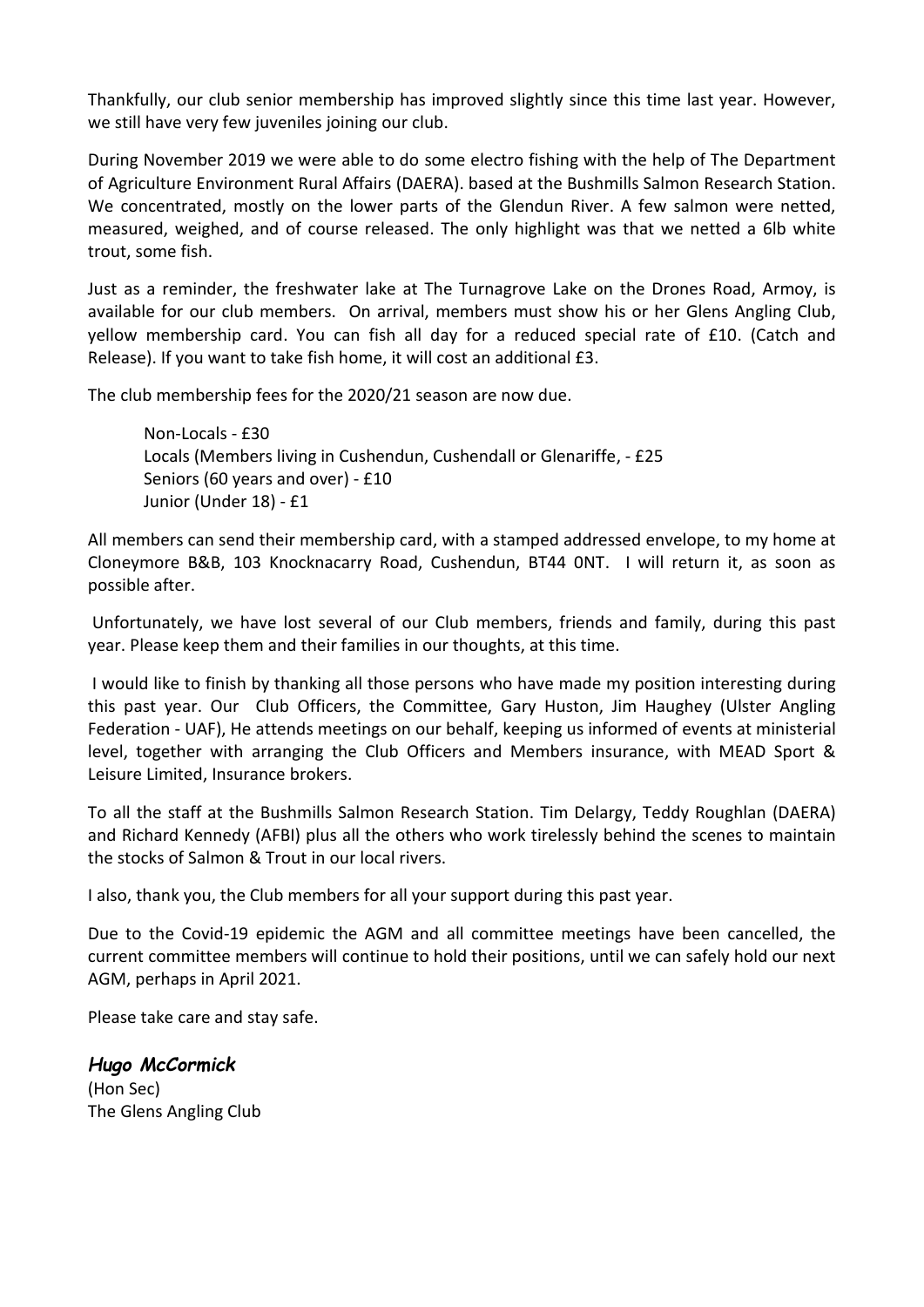Thankfully, our club senior membership has improved slightly since this time last year. However, we still have very few juveniles joining our club.

During November 2019 we were able to do some electro fishing with the help of The Department of Agriculture Environment Rural Affairs (DAERA). based at the Bushmills Salmon Research Station. We concentrated, mostly on the lower parts of the Glendun River. A few salmon were netted, measured, weighed, and of course released. The only highlight was that we netted a 6lb white trout, some fish.

Just as a reminder, the freshwater lake at The Turnagrove Lake on the Drones Road, Armoy, is available for our club members. On arrival, members must show his or her Glens Angling Club, yellow membership card. You can fish all day for a reduced special rate of £10. (Catch and Release). If you want to take fish home, it will cost an additional £3.

The club membership fees for the 2020/21 season are now due.

Non-Locals - £30
Locals (Members living in Cushendun, Cushendall or Glenariffe, - £25
Seniors (60 years and over) - £10
Junior (Under 18) - £1

All members can send their membership card, with a stamped addressed envelope, to my home at Cloneymore B&B, 103 Knocknacarry Road, Cushendun, BT44 0NT. I will return it, as soon as possible after.

Unfortunately, we have lost several of our Club members, friends and family, during this past year. Please keep them and their families in our thoughts, at this time.

I would like to finish by thanking all those persons who have made my position interesting during this past year. Our Club Officers, the Committee, Gary Huston, Jim Haughey (Ulster Angling Federation - UAF), He attends meetings on our behalf, keeping us informed of events at ministerial level, together with arranging the Club Officers and Members insurance, with MEAD Sport & Leisure Limited, Insurance brokers.

To all the staff at the Bushmills Salmon Research Station. Tim Delargy, Teddy Roughlan (DAERA) and Richard Kennedy (AFBI) plus all the others who work tirelessly behind the scenes to maintain the stocks of Salmon & Trout in our local rivers.

I also, thank you, the Club members for all your support during this past year.

Due to the Covid-19 epidemic the AGM and all committee meetings have been cancelled, the current committee members will continue to hold their positions, until we can safely hold our next AGM, perhaps in April 2021.

Please take care and stay safe.

***Hugo McCormick***
(Hon Sec)
The Glens Angling Club